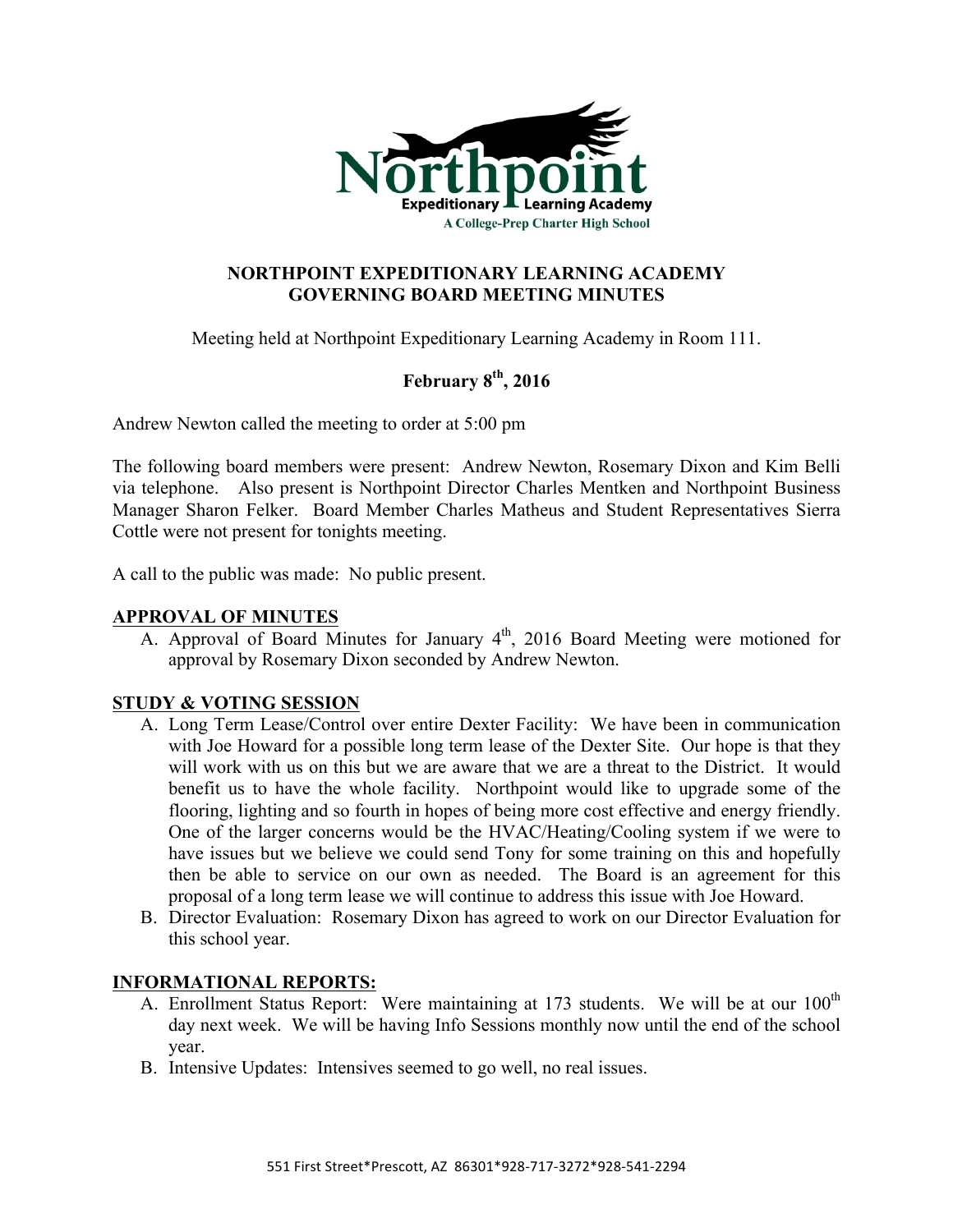**Northpoint**
**Expeditionary Learning Academy**
**A College-Prep Charter High School**

## NORTHPOINT EXPEDITIONARY LEARNING ACADEMY
## GOVERNING BOARD MEETING MINUTES

Meeting held at Northpoint Expeditionary Learning Academy in Room 111.

**February 8th, 2016**

Andrew Newton called the meeting to order at 5:00 pm

The following board members were present: Andrew Newton, Rosemary Dixon and Kim Belli via telephone. Also present is Northpoint Director Charles Mentken and Northpoint Business Manager Sharon Felker. Board Member Charles Matheus and Student Representatives Sierra Cottle were not present for tonights meeting.

A call to the public was made: No public present.

### APPROVAL OF MINUTES

A. Approval of Board Minutes for January 4th, 2016 Board Meeting were motioned for approval by Rosemary Dixon seconded by Andrew Newton.

### STUDY & VOTING SESSION

A. Long Term Lease/Control over entire Dexter Facility: We have been in communication with Joe Howard for a possible long term lease of the Dexter Site. Our hope is that they will work with us on this but we are aware that we are a threat to the District. It would benefit us to have the whole facility. Northpoint would like to upgrade some of the flooring, lighting and so fourth in hopes of being more cost effective and energy friendly. One of the larger concerns would be the HVAC/Heating/Cooling system if we were to have issues but we believe we could send Tony for some training on this and hopefully then be able to service on our own as needed. The Board is an agreement for this proposal of a long term lease we will continue to address this issue with Joe Howard.
B. Director Evaluation: Rosemary Dixon has agreed to work on our Director Evaluation for this school year.

### INFORMATIONAL REPORTS:

A. Enrollment Status Report: Were maintaining at 173 students. We will be at our 100th day next week. We will be having Info Sessions monthly now until the end of the school year.
B. Intensive Updates: Intensives seemed to go well, no real issues.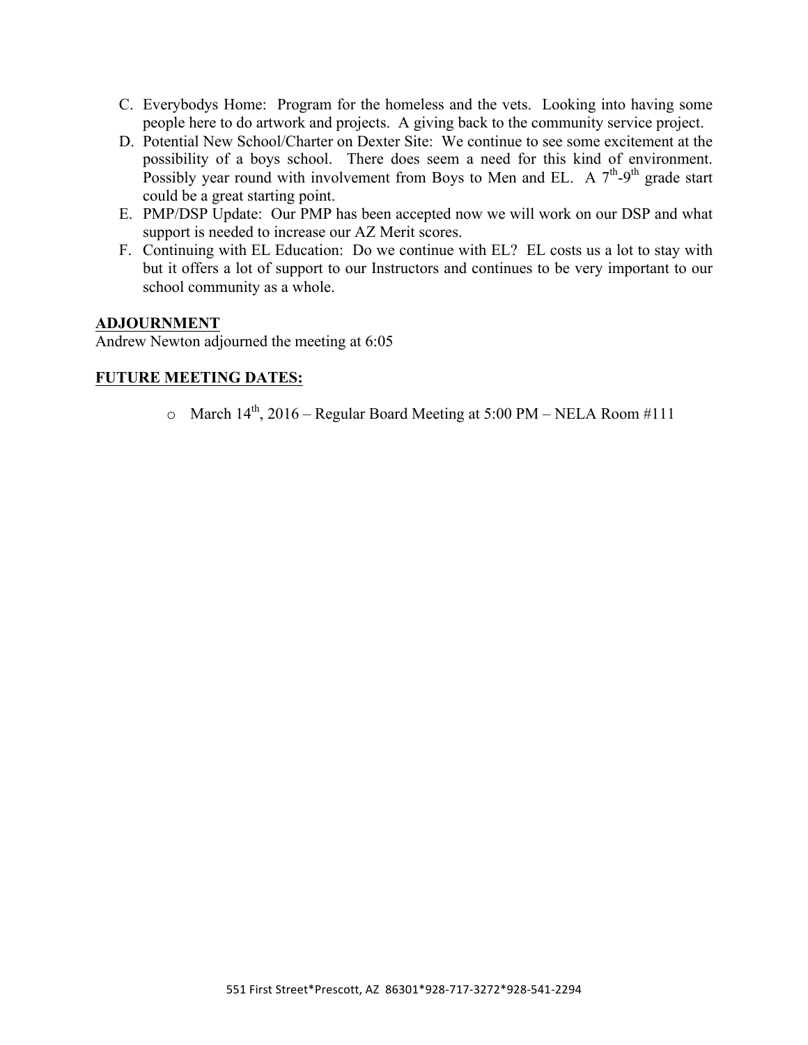C. Everybodys Home: Program for the homeless and the vets. Looking into having some people here to do artwork and projects. A giving back to the community service project.
D. Potential New School/Charter on Dexter Site: We continue to see some excitement at the possibility of a boys school. There does seem a need for this kind of environment. Possibly year round with involvement from Boys to Men and EL. A 7th-9th grade start could be a great starting point.
E. PMP/DSP Update: Our PMP has been accepted now we will work on our DSP and what support is needed to increase our AZ Merit scores.
F. Continuing with EL Education: Do we continue with EL? EL costs us a lot to stay with but it offers a lot of support to our Instructors and continues to be very important to our school community as a whole.

**ADJOURNMENT**

Andrew Newton adjourned the meeting at 6:05

**FUTURE MEETING DATES:**

- March 14th, 2016 – Regular Board Meeting at 5:00 PM – NELA Room #111

551 First Street*Prescott, AZ 86301*928-717-3272*928-541-2294